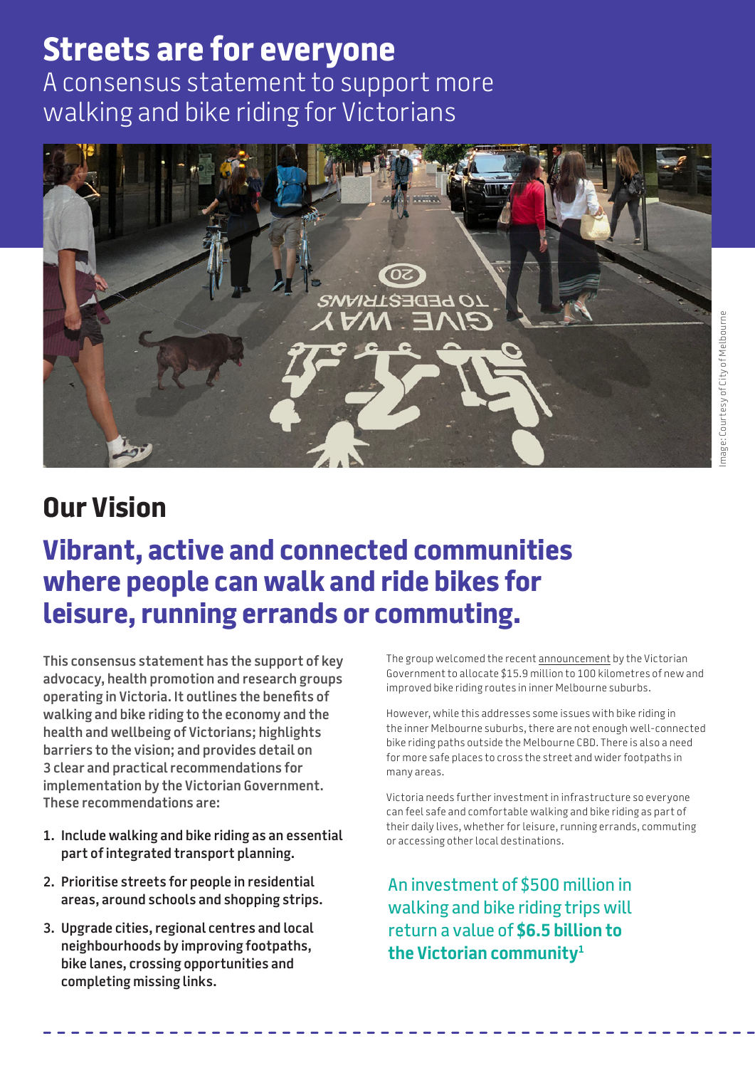# Streets are for everyone

A consensus statement to support more walking and bike riding for Victorians

Image: Courtesy of City of Melbourne

## Our Vision

### Vibrant, active and connected communities where people can walk and ride bikes for leisure, running errands or commuting.

**This consensus statement has the support of key advocacy, health promotion and research groups operating in Victoria. It outlines the benefits of walking and bike riding to the economy and the health and wellbeing of Victorians; highlights barriers to the vision; and provides detail on 3 clear and practical recommendations for implementation by the Victorian Government. These recommendations are:**

1. **Include walking and bike riding as an essential part of integrated transport planning.**
2. **Prioritise streets for people in residential areas, around schools and shopping strips.**
3. **Upgrade cities, regional centres and local neighbourhoods by improving footpaths, bike lanes, crossing opportunities and completing missing links.**

The group welcomed the recent announcement by the Victorian Government to allocate $15.9 million to 100 kilometres of new and improved bike riding routes in inner Melbourne suburbs.

However, while this addresses some issues with bike riding in the inner Melbourne suburbs, there are not enough well-connected bike riding paths outside the Melbourne CBD. There is also a need for more safe places to cross the street and wider footpaths in many areas.

Victoria needs further investment in infrastructure so everyone can feel safe and comfortable walking and bike riding as part of their daily lives, whether for leisure, running errands, commuting or accessing other local destinations.

An investment of $500 million in walking and bike riding trips will return a value of **$6.5 billion to the Victorian community**[1]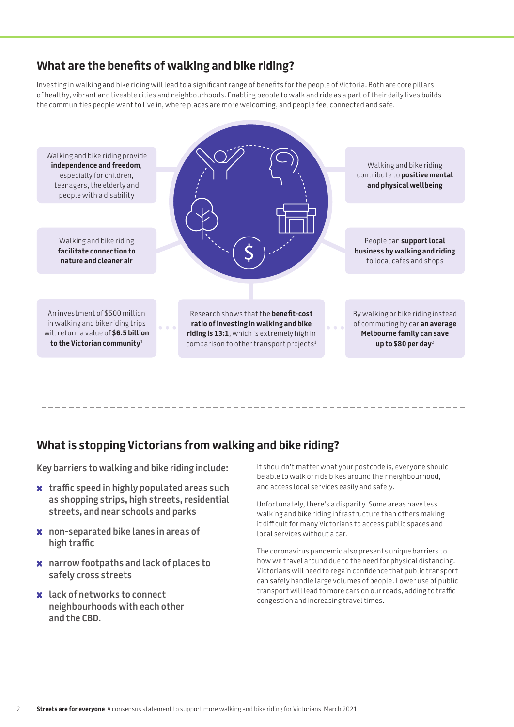## What are the benefits of walking and bike riding?

Investing in walking and bike riding will lead to a significant range of benefits for the people of Victoria. Both are core pillars of healthy, vibrant and liveable cities and neighbourhoods. Enabling people to walk and ride as a part of their daily lives builds the communities people want to live in, where places are more welcoming, and people feel connected and safe.

Walking and bike riding provide **independence and freedom**, especially for children, teenagers, the elderly and people with a disability

Walking and bike riding contribute to **positive mental and physical wellbeing**

Walking and bike riding **facilitate connection to nature and cleaner air**

People can **support local business by walking and riding** to local cafes and shops

An investment of $500 million in walking and bike riding trips will return a value of **$6.5 billion to the Victorian community**[1]

Research shows that the **benefit-cost ratio of investing in walking and bike riding is 13:1**, which is extremely high in comparison to other transport projects[1]

By walking or bike riding instead of commuting by car **an average Melbourne family can save up to $80 per day**[2]

## What is stopping Victorians from walking and bike riding?

Key barriers to walking and bike riding include:

- traffic speed in highly populated areas such as shopping strips, high streets, residential streets, and near schools and parks
- non-separated bike lanes in areas of high traffic
- narrow footpaths and lack of places to safely cross streets
- lack of networks to connect neighbourhoods with each other and the CBD.

It shouldn't matter what your postcode is, everyone should be able to walk or ride bikes around their neighbourhood, and access local services easily and safely.

Unfortunately, there's a disparity. Some areas have less walking and bike riding infrastructure than others making it difficult for many Victorians to access public spaces and local services without a car.

The coronavirus pandemic also presents unique barriers to how we travel around due to the need for physical distancing. Victorians will need to regain confidence that public transport can safely handle large volumes of people. Lower use of public transport will lead to more cars on our roads, adding to traffic congestion and increasing travel times.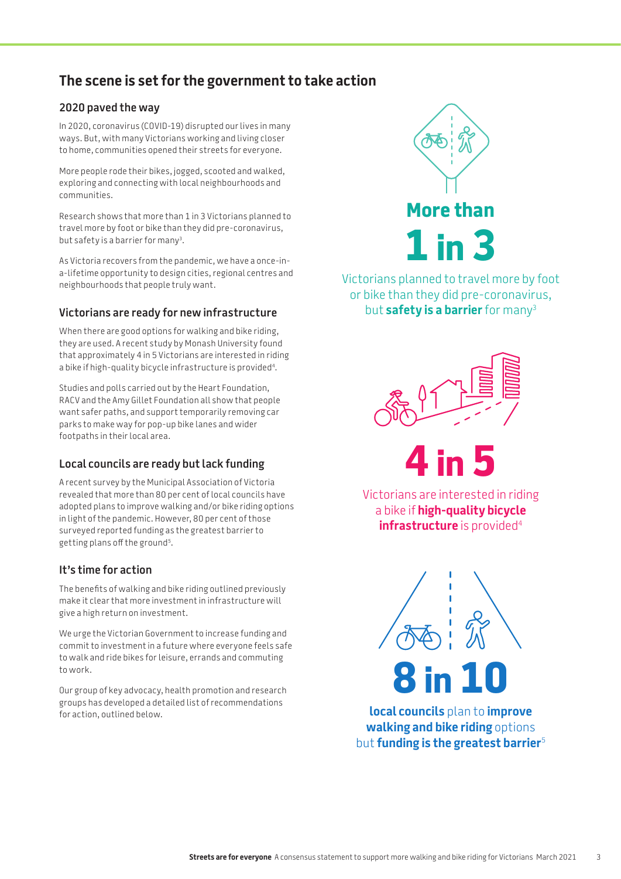## The scene is set for the government to take action

### 2020 paved the way

In 2020, coronavirus (COVID-19) disrupted our lives in many ways. But, with many Victorians working and living closer to home, communities opened their streets for everyone.

More people rode their bikes, jogged, scooted and walked, exploring and connecting with local neighbourhoods and communities.

Research shows that more than 1 in 3 Victorians planned to travel more by foot or bike than they did pre-coronavirus, but safety is a barrier for many[3].

As Victoria recovers from the pandemic, we have a once-in-a-lifetime opportunity to design cities, regional centres and neighbourhoods that people truly want.

### Victorians are ready for new infrastructure

When there are good options for walking and bike riding, they are used. A recent study by Monash University found that approximately 4 in 5 Victorians are interested in riding a bike if high-quality bicycle infrastructure is provided[4].

Studies and polls carried out by the Heart Foundation, RACV and the Amy Gillet Foundation all show that people want safer paths, and support temporarily removing car parks to make way for pop-up bike lanes and wider footpaths in their local area.

### Local councils are ready but lack funding

A recent survey by the Municipal Association of Victoria revealed that more than 80 per cent of local councils have adopted plans to improve walking and/or bike riding options in light of the pandemic. However, 80 per cent of those surveyed reported funding as the greatest barrier to getting plans off the ground[5].

### It's time for action

The benefits of walking and bike riding outlined previously make it clear that more investment in infrastructure will give a high return on investment.

We urge the Victorian Government to increase funding and commit to investment in a future where everyone feels safe to walk and ride bikes for leisure, errands and commuting to work.

Our group of key advocacy, health promotion and research groups has developed a detailed list of recommendations for action, outlined below.

**More than 1 in 3**

Victorians planned to travel more by foot or bike than they did pre-coronavirus, but **safety is a barrier** for many[3]

**4 in 5**

Victorians are interested in riding a bike if **high-quality bicycle infrastructure** is provided[4]

**8 in 10**

**local councils** plan to **improve walking and bike riding** options but **funding is the greatest barrier**[5]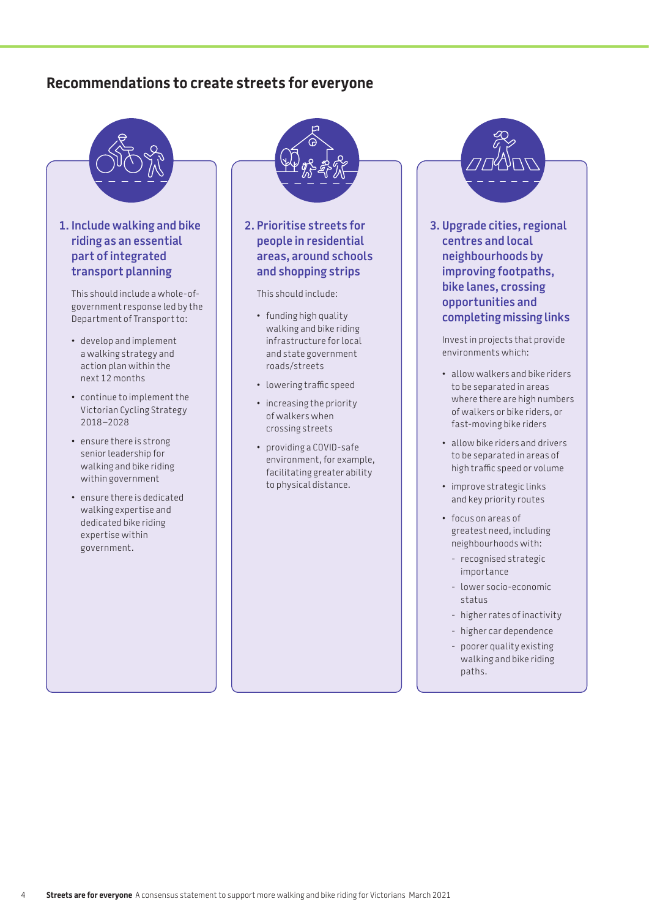## Recommendations to create streets for everyone

### 1. Include walking and bike riding as an essential part of integrated transport planning

This should include a whole-of-government response led by the Department of Transport to:

- develop and implement a walking strategy and action plan within the next 12 months
- continue to implement the Victorian Cycling Strategy 2018–2028
- ensure there is strong senior leadership for walking and bike riding within government
- ensure there is dedicated walking expertise and dedicated bike riding expertise within government.

### 2. Prioritise streets for people in residential areas, around schools and shopping strips

This should include:

- funding high quality walking and bike riding infrastructure for local and state government roads/streets
- lowering traffic speed
- increasing the priority of walkers when crossing streets
- providing a COVID-safe environment, for example, facilitating greater ability to physical distance.

### 3. Upgrade cities, regional centres and local neighbourhoods by improving footpaths, bike lanes, crossing opportunities and completing missing links

Invest in projects that provide environments which:

- allow walkers and bike riders to be separated in areas where there are high numbers of walkers or bike riders, or fast-moving bike riders
- allow bike riders and drivers to be separated in areas of high traffic speed or volume
- improve strategic links and key priority routes
- focus on areas of greatest need, including neighbourhoods with:
  - recognised strategic importance
  - lower socio-economic status
  - higher rates of inactivity
  - higher car dependence
  - poorer quality existing walking and bike riding paths.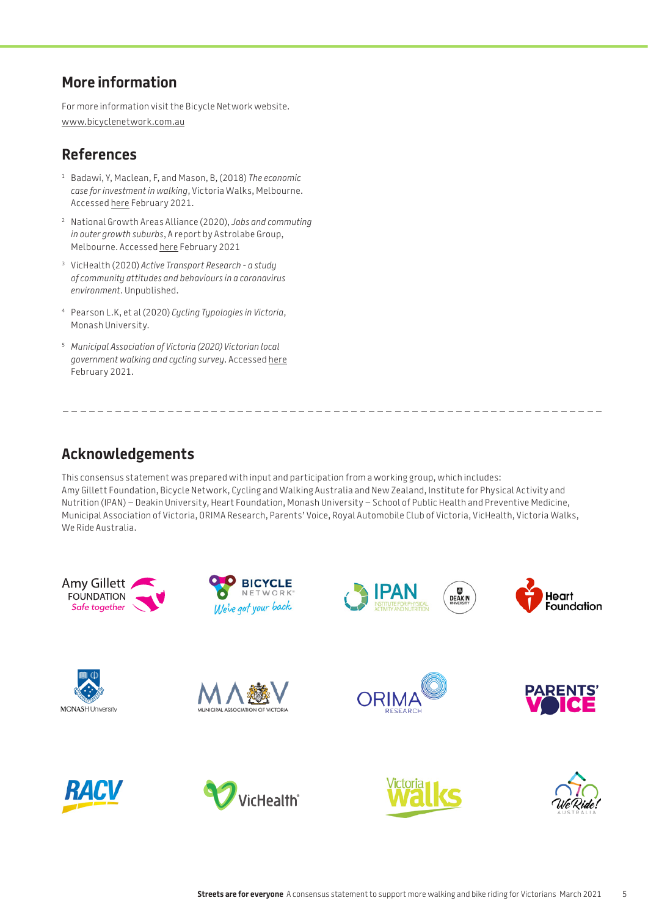## More information

For more information visit the Bicycle Network website.
www.bicyclenetwork.com.au

## References

1. Badawi, Y, Maclean, F, and Mason, B, (2018) *The economic case for investment in walking*, Victoria Walks, Melbourne. Accessed here February 2021.
2. National Growth Areas Alliance (2020), *Jobs and commuting in outer growth suburbs*, A report by Astrolabe Group, Melbourne. Accessed here February 2021
3. VicHealth (2020) *Active Transport Research - a study of community attitudes and behaviours in a coronavirus environment*. Unpublished.
4. Pearson L.K, et al (2020) *Cycling Typologies in Victoria*, Monash University.
5. *Municipal Association of Victoria (2020) Victorian local government walking and cycling survey*. Accessed here February 2021.

## Acknowledgements

This consensus statement was prepared with input and participation from a working group, which includes:
Amy Gillett Foundation, Bicycle Network, Cycling and Walking Australia and New Zealand, Institute for Physical Activity and Nutrition (IPAN) – Deakin University, Heart Foundation, Monash University – School of Public Health and Preventive Medicine, Municipal Association of Victoria, ORIMA Research, Parents' Voice, Royal Automobile Club of Victoria, VicHealth, Victoria Walks, We Ride Australia.